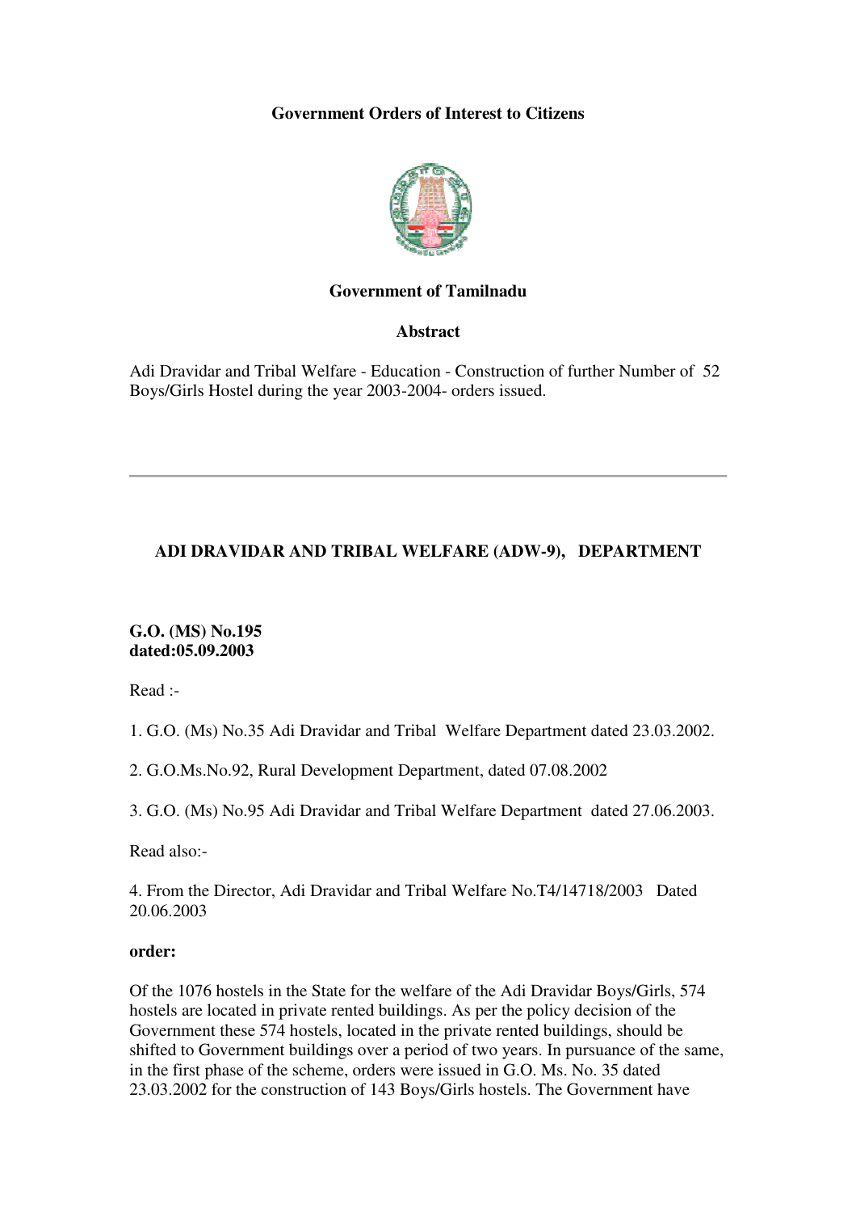**Government Orders of Interest to Citizens**

**Government of Tamilnadu**

**Abstract**

Adi Dravidar and Tribal Welfare - Education - Construction of further Number of 52 Boys/Girls Hostel during the year 2003-2004- orders issued.

---

**ADI DRAVIDAR AND TRIBAL WELFARE (ADW-9), DEPARTMENT**

**G.O. (MS) No.195**
**dated:05.09.2003**

Read :-

1. G.O. (Ms) No.35 Adi Dravidar and Tribal Welfare Department dated 23.03.2002.

2. G.O.Ms.No.92, Rural Development Department, dated 07.08.2002

3. G.O. (Ms) No.95 Adi Dravidar and Tribal Welfare Department dated 27.06.2003.

Read also:-

4. From the Director, Adi Dravidar and Tribal Welfare No.T4/14718/2003 Dated 20.06.2003

**order:**

Of the 1076 hostels in the State for the welfare of the Adi Dravidar Boys/Girls, 574 hostels are located in private rented buildings. As per the policy decision of the Government these 574 hostels, located in the private rented buildings, should be shifted to Government buildings over a period of two years. In pursuance of the same, in the first phase of the scheme, orders were issued in G.O. Ms. No. 35 dated 23.03.2002 for the construction of 143 Boys/Girls hostels. The Government have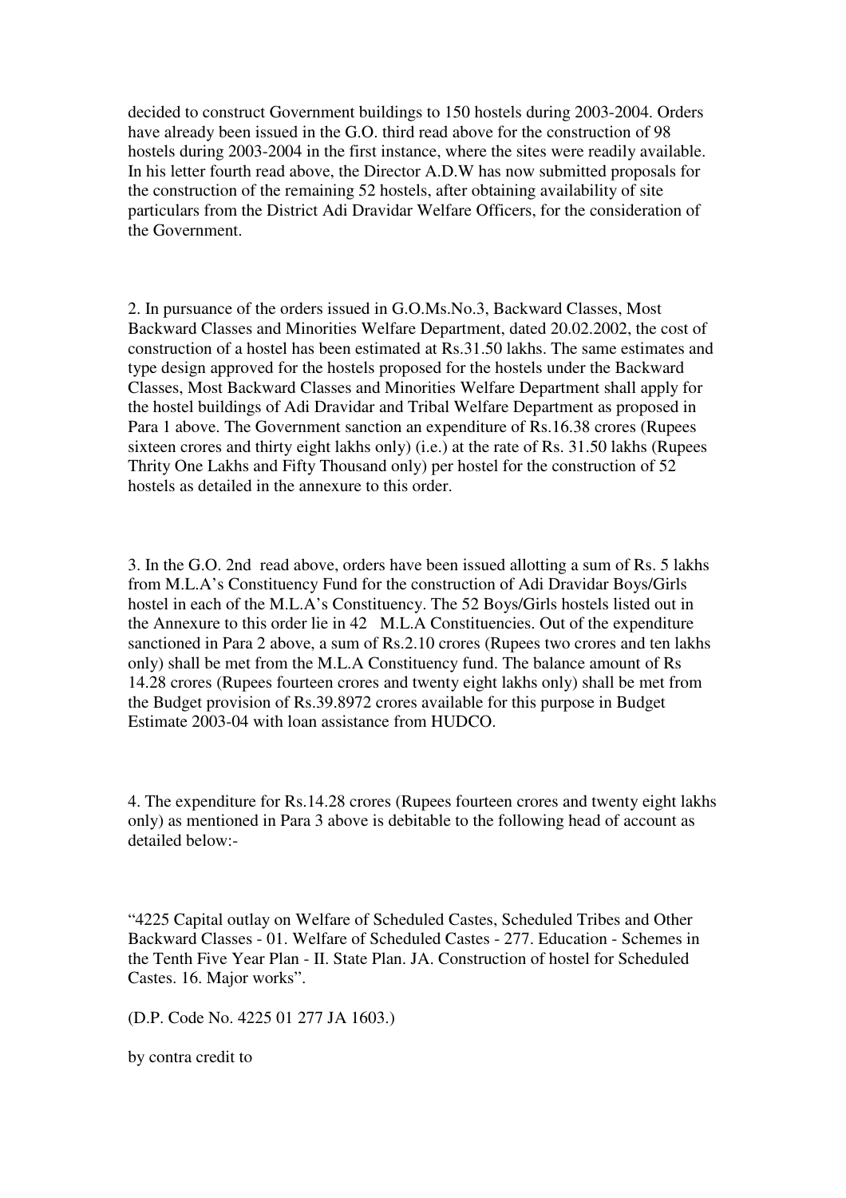decided to construct Government buildings to 150 hostels during 2003-2004. Orders have already been issued in the G.O. third read above for the construction of 98 hostels during 2003-2004 in the first instance, where the sites were readily available. In his letter fourth read above, the Director A.D.W has now submitted proposals for the construction of the remaining 52 hostels, after obtaining availability of site particulars from the District Adi Dravidar Welfare Officers, for the consideration of the Government.

2. In pursuance of the orders issued in G.O.Ms.No.3, Backward Classes, Most Backward Classes and Minorities Welfare Department, dated 20.02.2002, the cost of construction of a hostel has been estimated at Rs.31.50 lakhs. The same estimates and type design approved for the hostels proposed for the hostels under the Backward Classes, Most Backward Classes and Minorities Welfare Department shall apply for the hostel buildings of Adi Dravidar and Tribal Welfare Department as proposed in Para 1 above. The Government sanction an expenditure of Rs.16.38 crores (Rupees sixteen crores and thirty eight lakhs only) (i.e.) at the rate of Rs. 31.50 lakhs (Rupees Thrity One Lakhs and Fifty Thousand only) per hostel for the construction of 52 hostels as detailed in the annexure to this order.

3. In the G.O. 2nd read above, orders have been issued allotting a sum of Rs. 5 lakhs from M.L.A's Constituency Fund for the construction of Adi Dravidar Boys/Girls hostel in each of the M.L.A's Constituency. The 52 Boys/Girls hostels listed out in the Annexure to this order lie in 42 M.L.A Constituencies. Out of the expenditure sanctioned in Para 2 above, a sum of Rs.2.10 crores (Rupees two crores and ten lakhs only) shall be met from the M.L.A Constituency fund. The balance amount of Rs 14.28 crores (Rupees fourteen crores and twenty eight lakhs only) shall be met from the Budget provision of Rs.39.8972 crores available for this purpose in Budget Estimate 2003-04 with loan assistance from HUDCO.

4. The expenditure for Rs.14.28 crores (Rupees fourteen crores and twenty eight lakhs only) as mentioned in Para 3 above is debitable to the following head of account as detailed below:-

"4225 Capital outlay on Welfare of Scheduled Castes, Scheduled Tribes and Other Backward Classes - 01. Welfare of Scheduled Castes - 277. Education - Schemes in the Tenth Five Year Plan - II. State Plan. JA. Construction of hostel for Scheduled Castes. 16. Major works".

(D.P. Code No. 4225 01 277 JA 1603.)

by contra credit to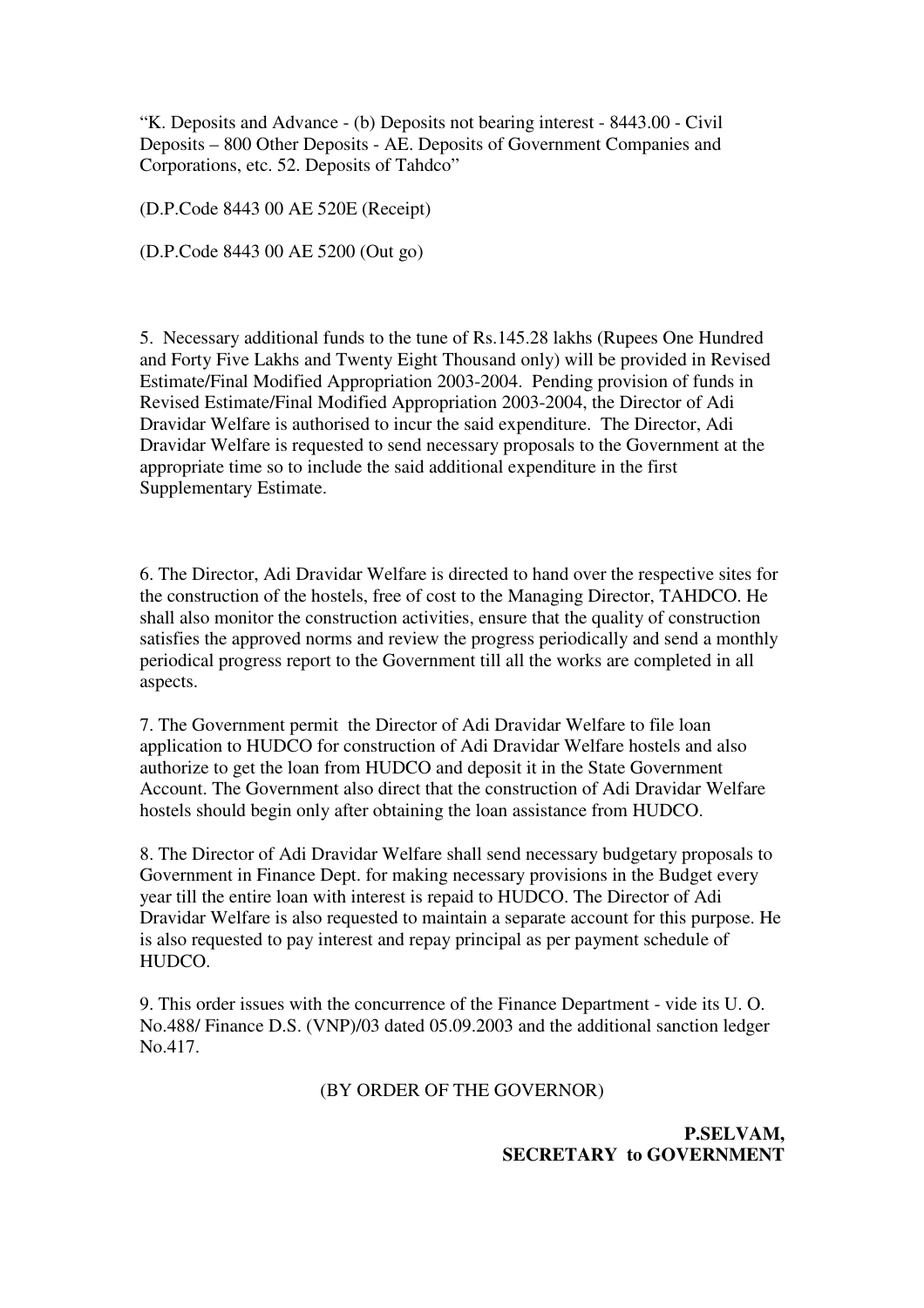"K. Deposits and Advance - (b) Deposits not bearing interest - 8443.00 - Civil Deposits – 800 Other Deposits - AE. Deposits of Government Companies and Corporations, etc. 52. Deposits of Tahdco"

(D.P.Code 8443 00 AE 520E (Receipt)

(D.P.Code 8443 00 AE 5200 (Out go)

5. Necessary additional funds to the tune of Rs.145.28 lakhs (Rupees One Hundred and Forty Five Lakhs and Twenty Eight Thousand only) will be provided in Revised Estimate/Final Modified Appropriation 2003-2004. Pending provision of funds in Revised Estimate/Final Modified Appropriation 2003-2004, the Director of Adi Dravidar Welfare is authorised to incur the said expenditure. The Director, Adi Dravidar Welfare is requested to send necessary proposals to the Government at the appropriate time so to include the said additional expenditure in the first Supplementary Estimate.

6. The Director, Adi Dravidar Welfare is directed to hand over the respective sites for the construction of the hostels, free of cost to the Managing Director, TAHDCO. He shall also monitor the construction activities, ensure that the quality of construction satisfies the approved norms and review the progress periodically and send a monthly periodical progress report to the Government till all the works are completed in all aspects.

7. The Government permit the Director of Adi Dravidar Welfare to file loan application to HUDCO for construction of Adi Dravidar Welfare hostels and also authorize to get the loan from HUDCO and deposit it in the State Government Account. The Government also direct that the construction of Adi Dravidar Welfare hostels should begin only after obtaining the loan assistance from HUDCO.

8. The Director of Adi Dravidar Welfare shall send necessary budgetary proposals to Government in Finance Dept. for making necessary provisions in the Budget every year till the entire loan with interest is repaid to HUDCO. The Director of Adi Dravidar Welfare is also requested to maintain a separate account for this purpose. He is also requested to pay interest and repay principal as per payment schedule of HUDCO.

9. This order issues with the concurrence of the Finance Department - vide its U. O. No.488/ Finance D.S. (VNP)/03 dated 05.09.2003 and the additional sanction ledger No.417.

(BY ORDER OF THE GOVERNOR)

**P.SELVAM,**
**SECRETARY to GOVERNMENT**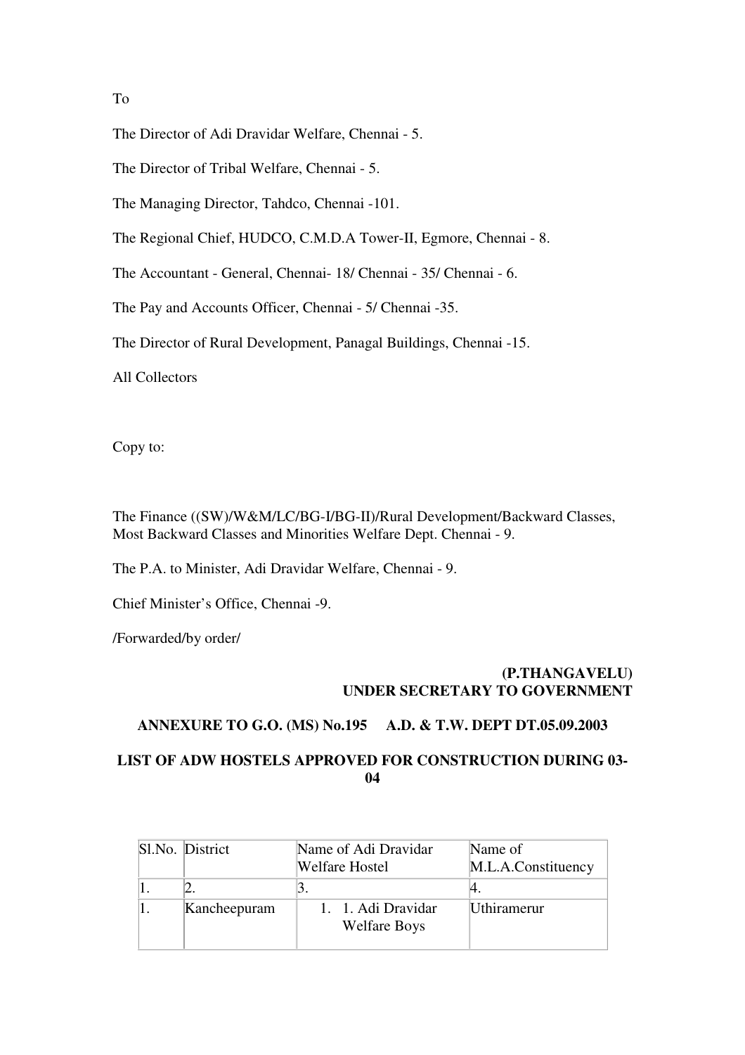To

The Director of Adi Dravidar Welfare, Chennai - 5.

The Director of Tribal Welfare, Chennai - 5.

The Managing Director, Tahdco, Chennai -101.

The Regional Chief, HUDCO, C.M.D.A Tower-II, Egmore, Chennai - 8.

The Accountant - General, Chennai- 18/ Chennai - 35/ Chennai - 6.

The Pay and Accounts Officer, Chennai - 5/ Chennai -35.

The Director of Rural Development, Panagal Buildings, Chennai -15.

All Collectors

Copy to:

The Finance ((SW)/W&M/LC/BG-I/BG-II)/Rural Development/Backward Classes, Most Backward Classes and Minorities Welfare Dept. Chennai - 9.

The P.A. to Minister, Adi Dravidar Welfare, Chennai - 9.

Chief Minister's Office, Chennai -9.

/Forwarded/by order/

**(P.THANGAVELU)**
**UNDER SECRETARY TO GOVERNMENT**

**ANNEXURE TO G.O. (MS) No.195 A.D. & T.W. DEPT DT.05.09.2003**

**LIST OF ADW HOSTELS APPROVED FOR CONSTRUCTION DURING 03-04**

| Sl.No. | District | Name of Adi Dravidar Welfare Hostel | Name of M.L.A.Constituency |
|---|---|---|---|
| 1. | 2. | 3. | 4. |
| 1. | Kancheepuram | 1. 1. Adi Dravidar Welfare Boys | Uthiramerur |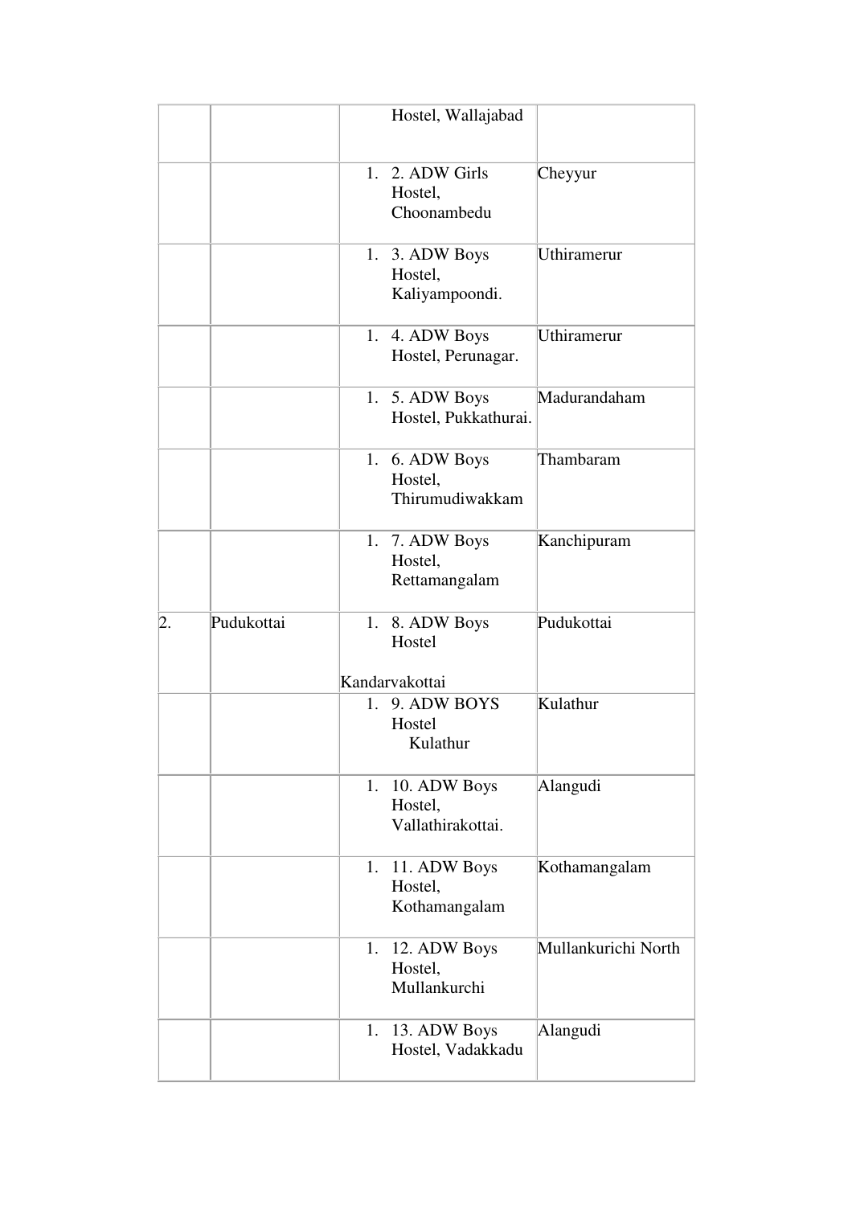| | | | |
|---|---|---|---|
| | | Hostel, Wallajabad | |
| | | 1. 2. ADW Girls Hostel, Choonambedu | Cheyyur |
| | | 1. 3. ADW Boys Hostel, Kaliyampoondi. | Uthiramerur |
| | | 1. 4. ADW Boys Hostel, Perunagar. | Uthiramerur |
| | | 1. 5. ADW Boys Hostel, Pukkathurai. | Madurandaham |
| | | 1. 6. ADW Boys Hostel, Thirumudiwakkam | Thambaram |
| | | 1. 7. ADW Boys Hostel, Rettamangalam | Kanchipuram |
| 2. | Pudukottai | 1. 8. ADW Boys Hostel Kandarvakottai | Pudukottai |
| | | 1. 9. ADW BOYS Hostel Kulathur | Kulathur |
| | | 1. 10. ADW Boys Hostel, Vallathirakottai. | Alangudi |
| | | 1. 11. ADW Boys Hostel, Kothamangalam | Kothamangalam |
| | | 1. 12. ADW Boys Hostel, Mullankurchi | Mullankurichi North |
| | | 1. 13. ADW Boys Hostel, Vadakkadu | Alangudi |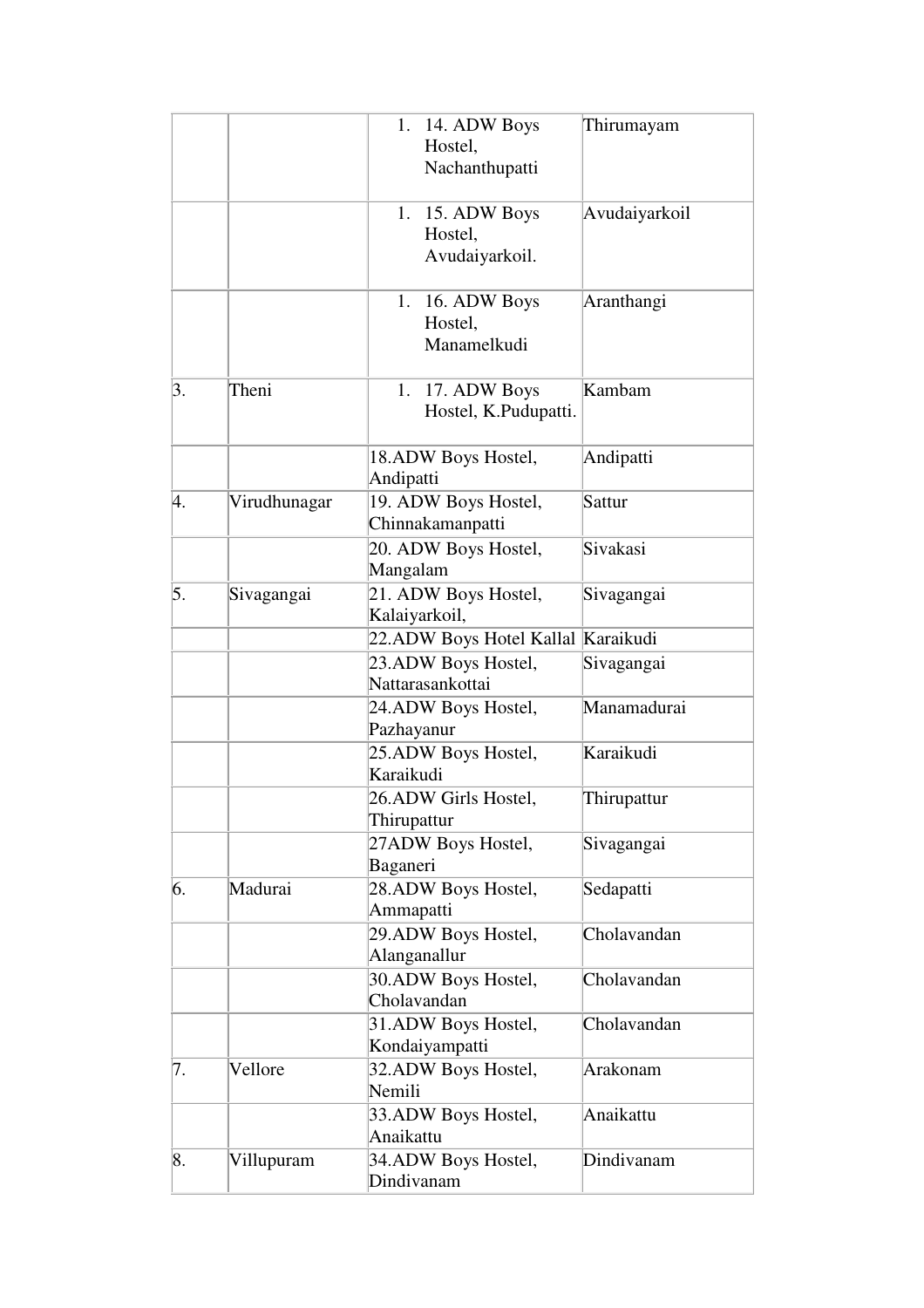| | | | |
|---|---|---|---|
| | | 1. 14. ADW Boys Hostel, Nachanthupatti | Thirumayam |
| | | 1. 15. ADW Boys Hostel, Avudaiyarkoil. | Avudaiyarkoil |
| | | 1. 16. ADW Boys Hostel, Manamelkudi | Aranthangi |
| 3. | Theni | 1. 17. ADW Boys Hostel, K.Pudupatti. | Kambam |
| | | 18.ADW Boys Hostel, Andipatti | Andipatti |
| 4. | Virudhunagar | 19. ADW Boys Hostel, Chinnakamanpatti | Sattur |
| | | 20. ADW Boys Hostel, Mangalam | Sivakasi |
| 5. | Sivagangai | 21. ADW Boys Hostel, Kalaiyarkoil, | Sivagangai |
| | | 22.ADW Boys Hotel Kallal | Karaikudi |
| | | 23.ADW Boys Hostel, Nattarasankottai | Sivagangai |
| | | 24.ADW Boys Hostel, Pazhayanur | Manamadurai |
| | | 25.ADW Boys Hostel, Karaikudi | Karaikudi |
| | | 26.ADW Girls Hostel, Thirupattur | Thirupattur |
| | | 27ADW Boys Hostel, Baganeri | Sivagangai |
| 6. | Madurai | 28.ADW Boys Hostel, Ammapatti | Sedapatti |
| | | 29.ADW Boys Hostel, Alanganallur | Cholavandan |
| | | 30.ADW Boys Hostel, Cholavandan | Cholavandan |
| | | 31.ADW Boys Hostel, Kondaiyampatti | Cholavandan |
| 7. | Vellore | 32.ADW Boys Hostel, Nemili | Arakonam |
| | | 33.ADW Boys Hostel, Anaikattu | Anaikattu |
| 8. | Villupuram | 34.ADW Boys Hostel, Dindivanam | Dindivanam |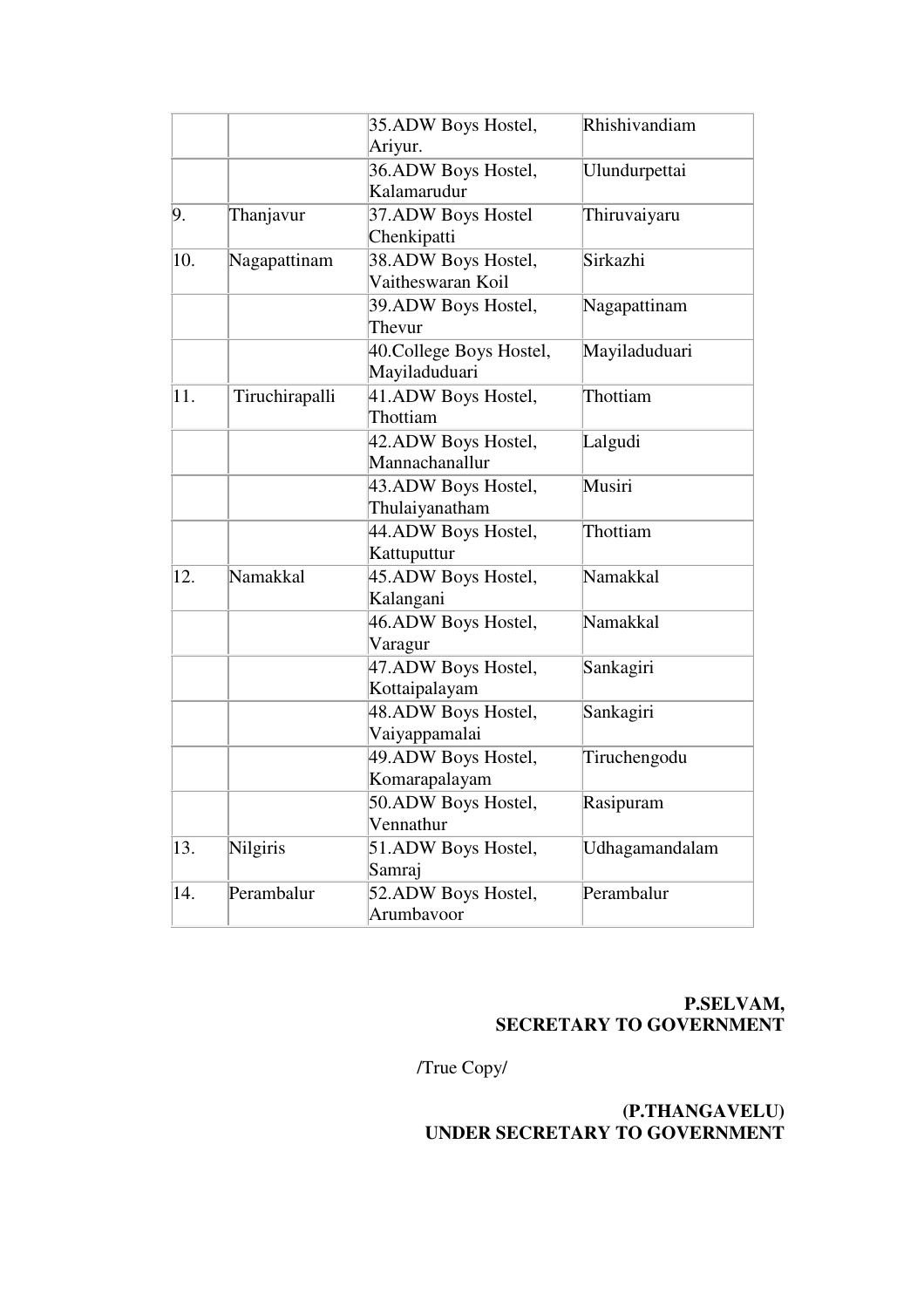| | | | |
|---|---|---|---|
| | | 35.ADW Boys Hostel, Ariyur. | Rhishivandiam |
| | | 36.ADW Boys Hostel, Kalamarudur | Ulundurpettai |
| 9. | Thanjavur | 37.ADW Boys Hostel Chenkipatti | Thiruvaiyaru |
| 10. | Nagapattinam | 38.ADW Boys Hostel, Vaitheswaran Koil | Sirkazhi |
| | | 39.ADW Boys Hostel, Thevur | Nagapattinam |
| | | 40.College Boys Hostel, Mayiladuduari | Mayiladuduari |
| 11. | Tiruchirapalli | 41.ADW Boys Hostel, Thottiam | Thottiam |
| | | 42.ADW Boys Hostel, Mannachanallur | Lalgudi |
| | | 43.ADW Boys Hostel, Thulaiyanatham | Musiri |
| | | 44.ADW Boys Hostel, Kattuputtur | Thottiam |
| 12. | Namakkal | 45.ADW Boys Hostel, Kalangani | Namakkal |
| | | 46.ADW Boys Hostel, Varagur | Namakkal |
| | | 47.ADW Boys Hostel, Kottaipalayam | Sankagiri |
| | | 48.ADW Boys Hostel, Vaiyappamalai | Sankagiri |
| | | 49.ADW Boys Hostel, Komarapalayam | Tiruchengodu |
| | | 50.ADW Boys Hostel, Vennathur | Rasipuram |
| 13. | Nilgiris | 51.ADW Boys Hostel, Samraj | Udhagamandalam |
| 14. | Perambalur | 52.ADW Boys Hostel, Arumbavoor | Perambalur |

**P.SELVAM,**
**SECRETARY TO GOVERNMENT**

/True Copy/

**(P.THANGAVELU)**
**UNDER SECRETARY TO GOVERNMENT**